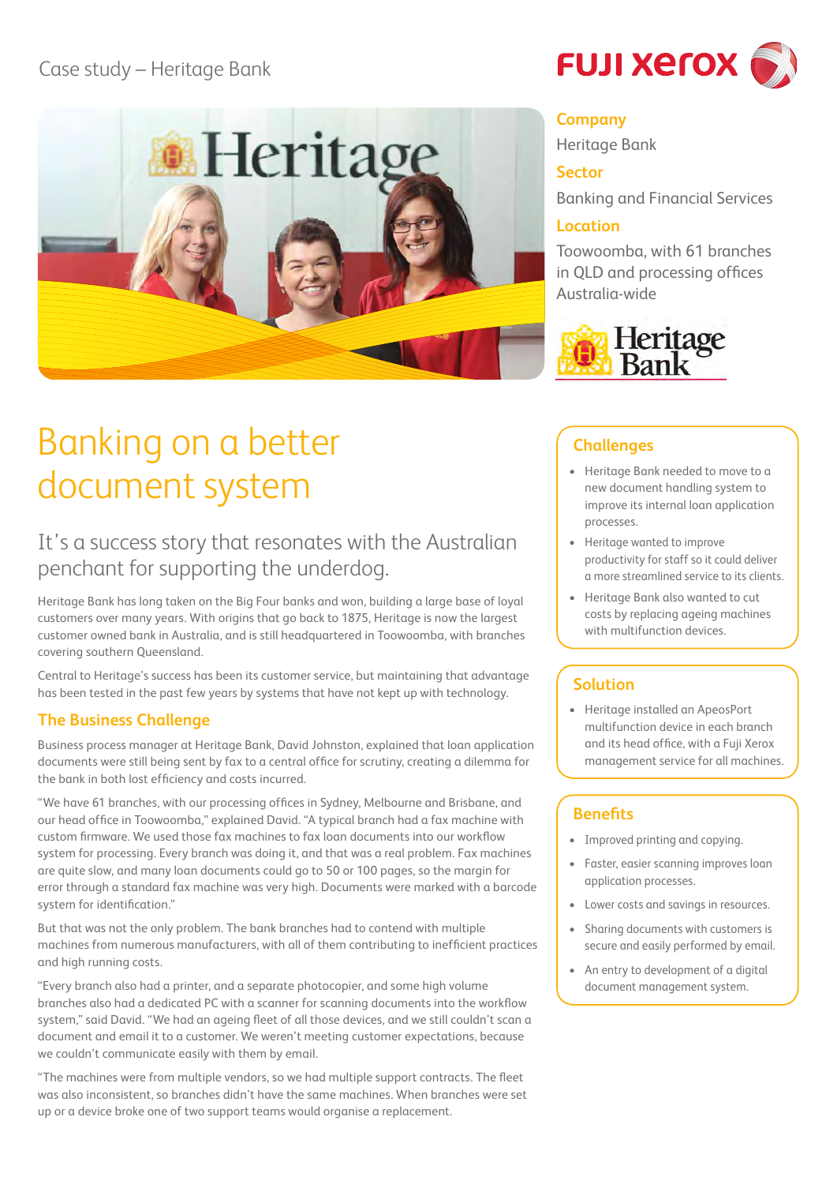Case study – Heritage Bank

**Company**
Heritage Bank

**Sector**
Banking and Financial Services

**Location**
Toowoomba, with 61 branches in QLD and processing offices Australia-wide

# Banking on a better document system

## It's a success story that resonates with the Australian penchant for supporting the underdog.

Heritage Bank has long taken on the Big Four banks and won, building a large base of loyal customers over many years. With origins that go back to 1875, Heritage is now the largest customer owned bank in Australia, and is still headquartered in Toowoomba, with branches covering southern Queensland.

Central to Heritage's success has been its customer service, but maintaining that advantage has been tested in the past few years by systems that have not kept up with technology.

### The Business Challenge

Business process manager at Heritage Bank, David Johnston, explained that loan application documents were still being sent by fax to a central office for scrutiny, creating a dilemma for the bank in both lost efficiency and costs incurred.

"We have 61 branches, with our processing offices in Sydney, Melbourne and Brisbane, and our head office in Toowoomba," explained David. "A typical branch had a fax machine with custom firmware. We used those fax machines to fax loan documents into our workflow system for processing. Every branch was doing it, and that was a real problem. Fax machines are quite slow, and many loan documents could go to 50 or 100 pages, so the margin for error through a standard fax machine was very high. Documents were marked with a barcode system for identification."

But that was not the only problem. The bank branches had to contend with multiple machines from numerous manufacturers, with all of them contributing to inefficient practices and high running costs.

"Every branch also had a printer, and a separate photocopier, and some high volume branches also had a dedicated PC with a scanner for scanning documents into the workflow system," said David. "We had an ageing fleet of all those devices, and we still couldn't scan a document and email it to a customer. We weren't meeting customer expectations, because we couldn't communicate easily with them by email.

"The machines were from multiple vendors, so we had multiple support contracts. The fleet was also inconsistent, so branches didn't have the same machines. When branches were set up or a device broke one of two support teams would organise a replacement.

### Challenges

- Heritage Bank needed to move to a new document handling system to improve its internal loan application processes.
- Heritage wanted to improve productivity for staff so it could deliver a more streamlined service to its clients.
- Heritage Bank also wanted to cut costs by replacing ageing machines with multifunction devices.

### Solution

- Heritage installed an ApeosPort multifunction device in each branch and its head office, with a Fuji Xerox management service for all machines.

### Benefits

- Improved printing and copying.
- Faster, easier scanning improves loan application processes.
- Lower costs and savings in resources.
- Sharing documents with customers is secure and easily performed by email.
- An entry to development of a digital document management system.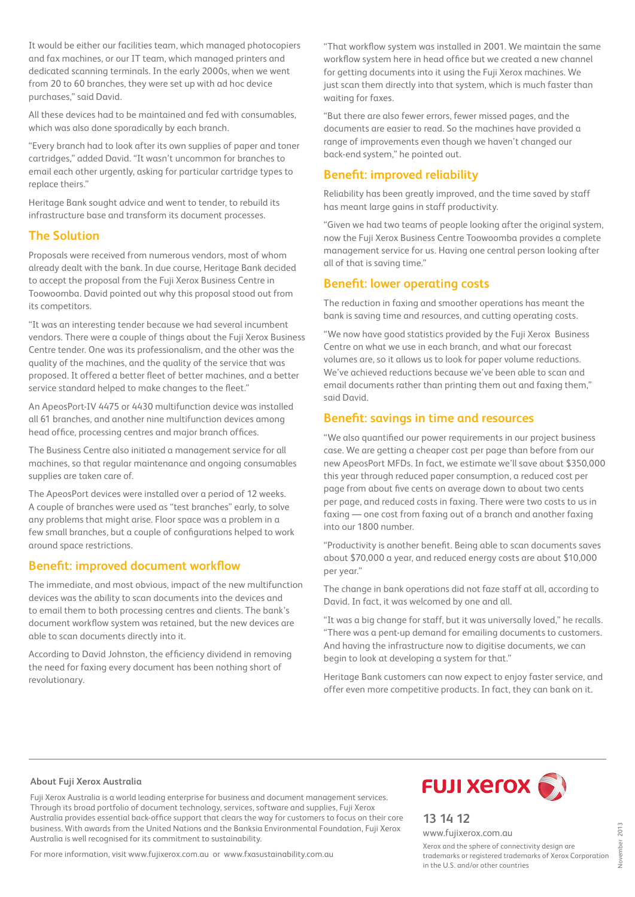It would be either our facilities team, which managed photocopiers and fax machines, or our IT team, which managed printers and dedicated scanning terminals. In the early 2000s, when we went from 20 to 60 branches, they were set up with ad hoc device purchases," said David.

All these devices had to be maintained and fed with consumables, which was also done sporadically by each branch.

"Every branch had to look after its own supplies of paper and toner cartridges," added David. "It wasn't uncommon for branches to email each other urgently, asking for particular cartridge types to replace theirs."

Heritage Bank sought advice and went to tender, to rebuild its infrastructure base and transform its document processes.

## The Solution

Proposals were received from numerous vendors, most of whom already dealt with the bank. In due course, Heritage Bank decided to accept the proposal from the Fuji Xerox Business Centre in Toowoomba. David pointed out why this proposal stood out from its competitors.

"It was an interesting tender because we had several incumbent vendors. There were a couple of things about the Fuji Xerox Business Centre tender. One was its professionalism, and the other was the quality of the machines, and the quality of the service that was proposed. It offered a better fleet of better machines, and a better service standard helped to make changes to the fleet."

An ApeosPort-IV 4475 or 4430 multifunction device was installed all 61 branches, and another nine multifunction devices among head office, processing centres and major branch offices.

The Business Centre also initiated a management service for all machines, so that regular maintenance and ongoing consumables supplies are taken care of.

The ApeosPort devices were installed over a period of 12 weeks. A couple of branches were used as "test branches" early, to solve any problems that might arise. Floor space was a problem in a few small branches, but a couple of configurations helped to work around space restrictions.

## Benefit: improved document workflow

The immediate, and most obvious, impact of the new multifunction devices was the ability to scan documents into the devices and to email them to both processing centres and clients. The bank's document workflow system was retained, but the new devices are able to scan documents directly into it.

According to David Johnston, the efficiency dividend in removing the need for faxing every document has been nothing short of revolutionary.

"That workflow system was installed in 2001. We maintain the same workflow system here in head office but we created a new channel for getting documents into it using the Fuji Xerox machines. We just scan them directly into that system, which is much faster than waiting for faxes.

"But there are also fewer errors, fewer missed pages, and the documents are easier to read. So the machines have provided a range of improvements even though we haven't changed our back-end system," he pointed out.

## Benefit: improved reliability

Reliability has been greatly improved, and the time saved by staff has meant large gains in staff productivity.

"Given we had two teams of people looking after the original system, now the Fuji Xerox Business Centre Toowoomba provides a complete management service for us. Having one central person looking after all of that is saving time."

## Benefit: lower operating costs

The reduction in faxing and smoother operations has meant the bank is saving time and resources, and cutting operating costs.

"We now have good statistics provided by the Fuji Xerox Business Centre on what we use in each branch, and what our forecast volumes are, so it allows us to look for paper volume reductions. We've achieved reductions because we've been able to scan and email documents rather than printing them out and faxing them," said David.

## Benefit: savings in time and resources

"We also quantified our power requirements in our project business case. We are getting a cheaper cost per page than before from our new ApeosPort MFDs. In fact, we estimate we'll save about $350,000 this year through reduced paper consumption, a reduced cost per page from about five cents on average down to about two cents per page, and reduced costs in faxing. There were two costs to us in faxing — one cost from faxing out of a branch and another faxing into our 1800 number.

"Productivity is another benefit. Being able to scan documents saves about $70,000 a year, and reduced energy costs are about $10,000 per year."

The change in bank operations did not faze staff at all, according to David. In fact, it was welcomed by one and all.

"It was a big change for staff, but it was universally loved," he recalls. "There was a pent-up demand for emailing documents to customers. And having the infrastructure now to digitise documents, we can begin to look at developing a system for that."

Heritage Bank customers can now expect to enjoy faster service, and offer even more competitive products. In fact, they can bank on it.

### About Fuji Xerox Australia

Fuji Xerox Australia is a world leading enterprise for business and document management services. Through its broad portfolio of document technology, services, software and supplies, Fuji Xerox Australia provides essential back-office support that clears the way for customers to focus on their core business. With awards from the United Nations and the Banksia Environmental Foundation, Fuji Xerox Australia is well recognised for its commitment to sustainability.

For more information, visit www.fujixerox.com.au or www.fxasustainability.com.au

FUJI XEROX

13 14 12

www.fujixerox.com.au

Xerox and the sphere of connectivity design are trademarks or registered trademarks of Xerox Corporation in the U.S. and/or other countries

November 2013